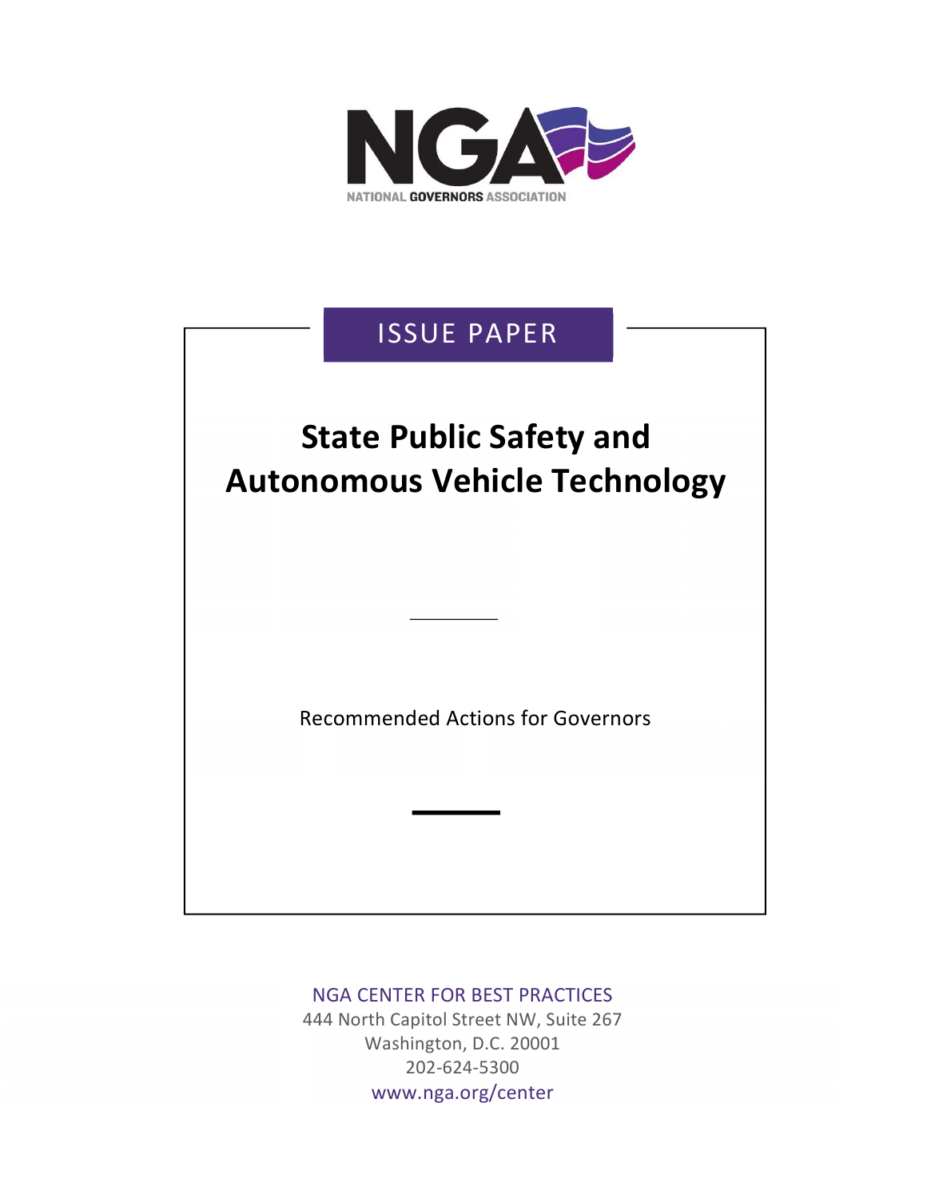NGA

NATIONAL GOVERNORS ASSOCIATION

ISSUE PAPER

# State Public Safety and Autonomous Vehicle Technology

Recommended Actions for Governors

NGA CENTER FOR BEST PRACTICES

444 North Capitol Street NW, Suite 267

Washington, D.C. 20001

202-624-5300

www.nga.org/center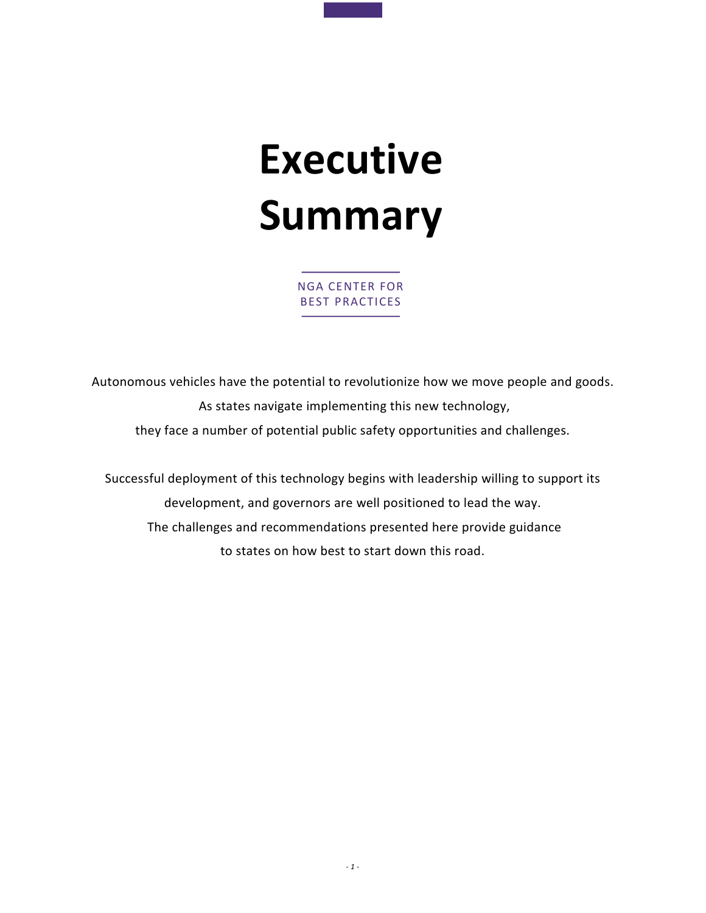# Executive Summary

NGA CENTER FOR BEST PRACTICES

Autonomous vehicles have the potential to revolutionize how we move people and goods. As states navigate implementing this new technology, they face a number of potential public safety opportunities and challenges.

Successful deployment of this technology begins with leadership willing to support its development, and governors are well positioned to lead the way. The challenges and recommendations presented here provide guidance to states on how best to start down this road.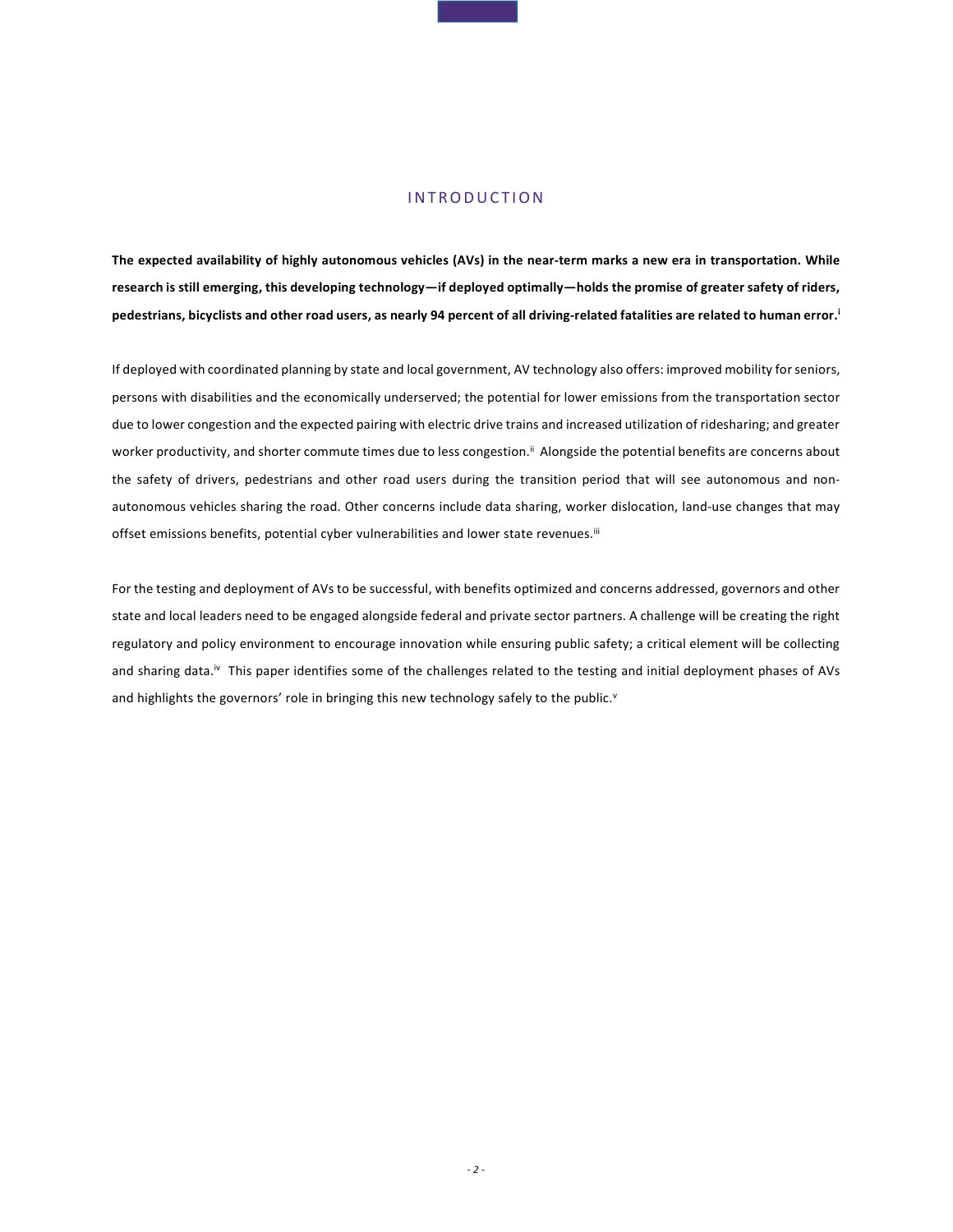## INTRODUCTION

**The expected availability of highly autonomous vehicles (AVs) in the near-term marks a new era in transportation. While research is still emerging, this developing technology—if deployed optimally—holds the promise of greater safety of riders, pedestrians, bicyclists and other road users, as nearly 94 percent of all driving-related fatalities are related to human error.**[i]

If deployed with coordinated planning by state and local government, AV technology also offers: improved mobility for seniors, persons with disabilities and the economically underserved; the potential for lower emissions from the transportation sector due to lower congestion and the expected pairing with electric drive trains and increased utilization of ridesharing; and greater worker productivity, and shorter commute times due to less congestion.[ii] Alongside the potential benefits are concerns about the safety of drivers, pedestrians and other road users during the transition period that will see autonomous and non-autonomous vehicles sharing the road. Other concerns include data sharing, worker dislocation, land-use changes that may offset emissions benefits, potential cyber vulnerabilities and lower state revenues.[iii]

For the testing and deployment of AVs to be successful, with benefits optimized and concerns addressed, governors and other state and local leaders need to be engaged alongside federal and private sector partners. A challenge will be creating the right regulatory and policy environment to encourage innovation while ensuring public safety; a critical element will be collecting and sharing data.[iv] This paper identifies some of the challenges related to the testing and initial deployment phases of AVs and highlights the governors' role in bringing this new technology safely to the public.[v]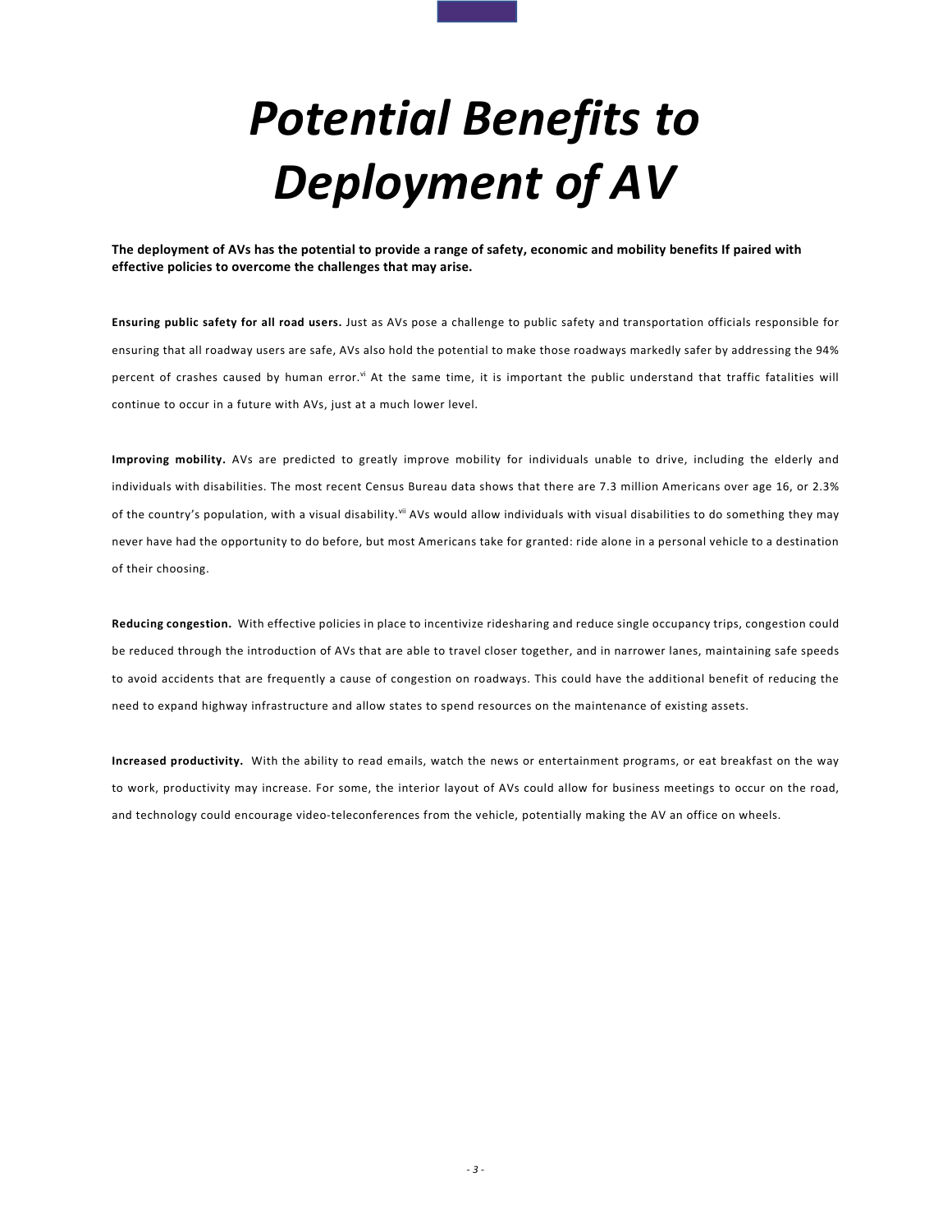# *Potential Benefits to Deployment of AV*

**The deployment of AVs has the potential to provide a range of safety, economic and mobility benefits If paired with effective policies to overcome the challenges that may arise.**

**Ensuring public safety for all road users.** Just as AVs pose a challenge to public safety and transportation officials responsible for ensuring that all roadway users are safe, AVs also hold the potential to make those roadways markedly safer by addressing the 94% percent of crashes caused by human error.[vi] At the same time, it is important the public understand that traffic fatalities will continue to occur in a future with AVs, just at a much lower level.

**Improving mobility.** AVs are predicted to greatly improve mobility for individuals unable to drive, including the elderly and individuals with disabilities. The most recent Census Bureau data shows that there are 7.3 million Americans over age 16, or 2.3% of the country's population, with a visual disability.[vii] AVs would allow individuals with visual disabilities to do something they may never have had the opportunity to do before, but most Americans take for granted: ride alone in a personal vehicle to a destination of their choosing.

**Reducing congestion.** With effective policies in place to incentivize ridesharing and reduce single occupancy trips, congestion could be reduced through the introduction of AVs that are able to travel closer together, and in narrower lanes, maintaining safe speeds to avoid accidents that are frequently a cause of congestion on roadways. This could have the additional benefit of reducing the need to expand highway infrastructure and allow states to spend resources on the maintenance of existing assets.

**Increased productivity.** With the ability to read emails, watch the news or entertainment programs, or eat breakfast on the way to work, productivity may increase. For some, the interior layout of AVs could allow for business meetings to occur on the road, and technology could encourage video-teleconferences from the vehicle, potentially making the AV an office on wheels.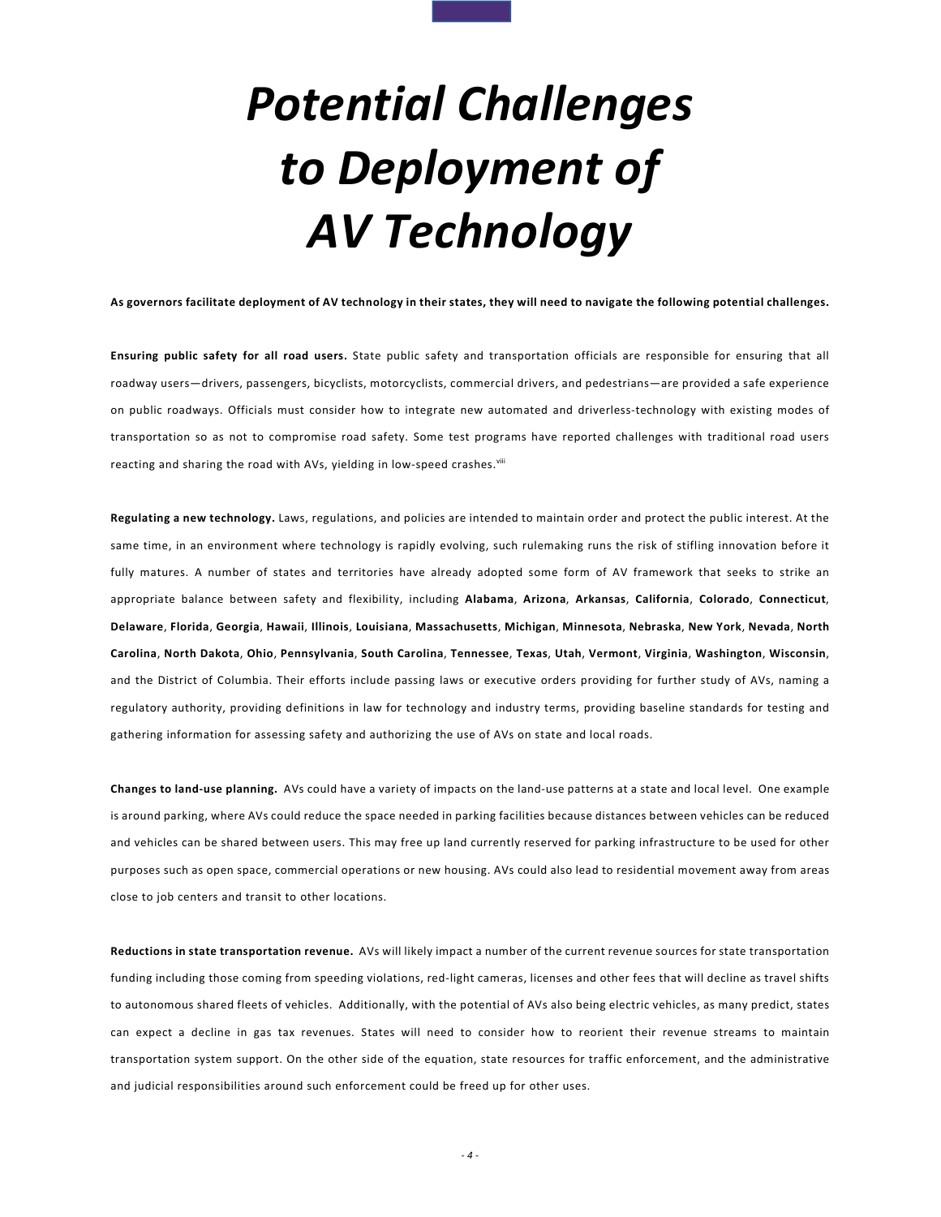# *Potential Challenges to Deployment of AV Technology*

**As governors facilitate deployment of AV technology in their states, they will need to navigate the following potential challenges.**

**Ensuring public safety for all road users.** State public safety and transportation officials are responsible for ensuring that all roadway users—drivers, passengers, bicyclists, motorcyclists, commercial drivers, and pedestrians—are provided a safe experience on public roadways. Officials must consider how to integrate new automated and driverless-technology with existing modes of transportation so as not to compromise road safety. Some test programs have reported challenges with traditional road users reacting and sharing the road with AVs, yielding in low-speed crashes.[viii]

**Regulating a new technology.** Laws, regulations, and policies are intended to maintain order and protect the public interest. At the same time, in an environment where technology is rapidly evolving, such rulemaking runs the risk of stifling innovation before it fully matures. A number of states and territories have already adopted some form of AV framework that seeks to strike an appropriate balance between safety and flexibility, including **Alabama**, **Arizona**, **Arkansas**, **California**, **Colorado**, **Connecticut**, **Delaware**, **Florida**, **Georgia**, **Hawaii**, **Illinois**, **Louisiana**, **Massachusetts**, **Michigan**, **Minnesota**, **Nebraska**, **New York**, **Nevada**, **North Carolina**, **North Dakota**, **Ohio**, **Pennsylvania**, **South Carolina**, **Tennessee**, **Texas**, **Utah**, **Vermont**, **Virginia**, **Washington**, **Wisconsin**, and the District of Columbia. Their efforts include passing laws or executive orders providing for further study of AVs, naming a regulatory authority, providing definitions in law for technology and industry terms, providing baseline standards for testing and gathering information for assessing safety and authorizing the use of AVs on state and local roads.

**Changes to land-use planning.** AVs could have a variety of impacts on the land-use patterns at a state and local level. One example is around parking, where AVs could reduce the space needed in parking facilities because distances between vehicles can be reduced and vehicles can be shared between users. This may free up land currently reserved for parking infrastructure to be used for other purposes such as open space, commercial operations or new housing. AVs could also lead to residential movement away from areas close to job centers and transit to other locations.

**Reductions in state transportation revenue.** AVs will likely impact a number of the current revenue sources for state transportation funding including those coming from speeding violations, red-light cameras, licenses and other fees that will decline as travel shifts to autonomous shared fleets of vehicles. Additionally, with the potential of AVs also being electric vehicles, as many predict, states can expect a decline in gas tax revenues. States will need to consider how to reorient their revenue streams to maintain transportation system support. On the other side of the equation, state resources for traffic enforcement, and the administrative and judicial responsibilities around such enforcement could be freed up for other uses.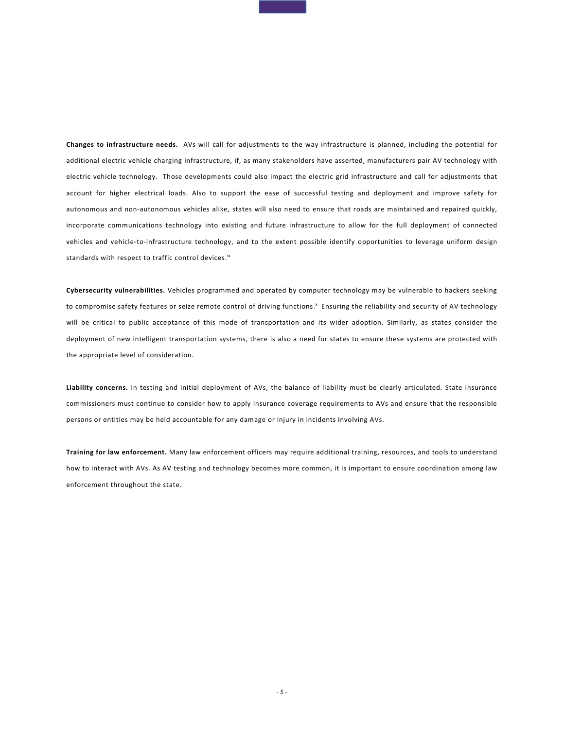**Changes to infrastructure needs.** AVs will call for adjustments to the way infrastructure is planned, including the potential for additional electric vehicle charging infrastructure, if, as many stakeholders have asserted, manufacturers pair AV technology with electric vehicle technology. Those developments could also impact the electric grid infrastructure and call for adjustments that account for higher electrical loads. Also to support the ease of successful testing and deployment and improve safety for autonomous and non-autonomous vehicles alike, states will also need to ensure that roads are maintained and repaired quickly, incorporate communications technology into existing and future infrastructure to allow for the full deployment of connected vehicles and vehicle-to-infrastructure technology, and to the extent possible identify opportunities to leverage uniform design standards with respect to traffic control devices.[ix]

**Cybersecurity vulnerabilities.** Vehicles programmed and operated by computer technology may be vulnerable to hackers seeking to compromise safety features or seize remote control of driving functions.[x] Ensuring the reliability and security of AV technology will be critical to public acceptance of this mode of transportation and its wider adoption. Similarly, as states consider the deployment of new intelligent transportation systems, there is also a need for states to ensure these systems are protected with the appropriate level of consideration.

**Liability concerns.** In testing and initial deployment of AVs, the balance of liability must be clearly articulated. State insurance commissioners must continue to consider how to apply insurance coverage requirements to AVs and ensure that the responsible persons or entities may be held accountable for any damage or injury in incidents involving AVs.

**Training for law enforcement.** Many law enforcement officers may require additional training, resources, and tools to understand how to interact with AVs. As AV testing and technology becomes more common, it is important to ensure coordination among law enforcement throughout the state.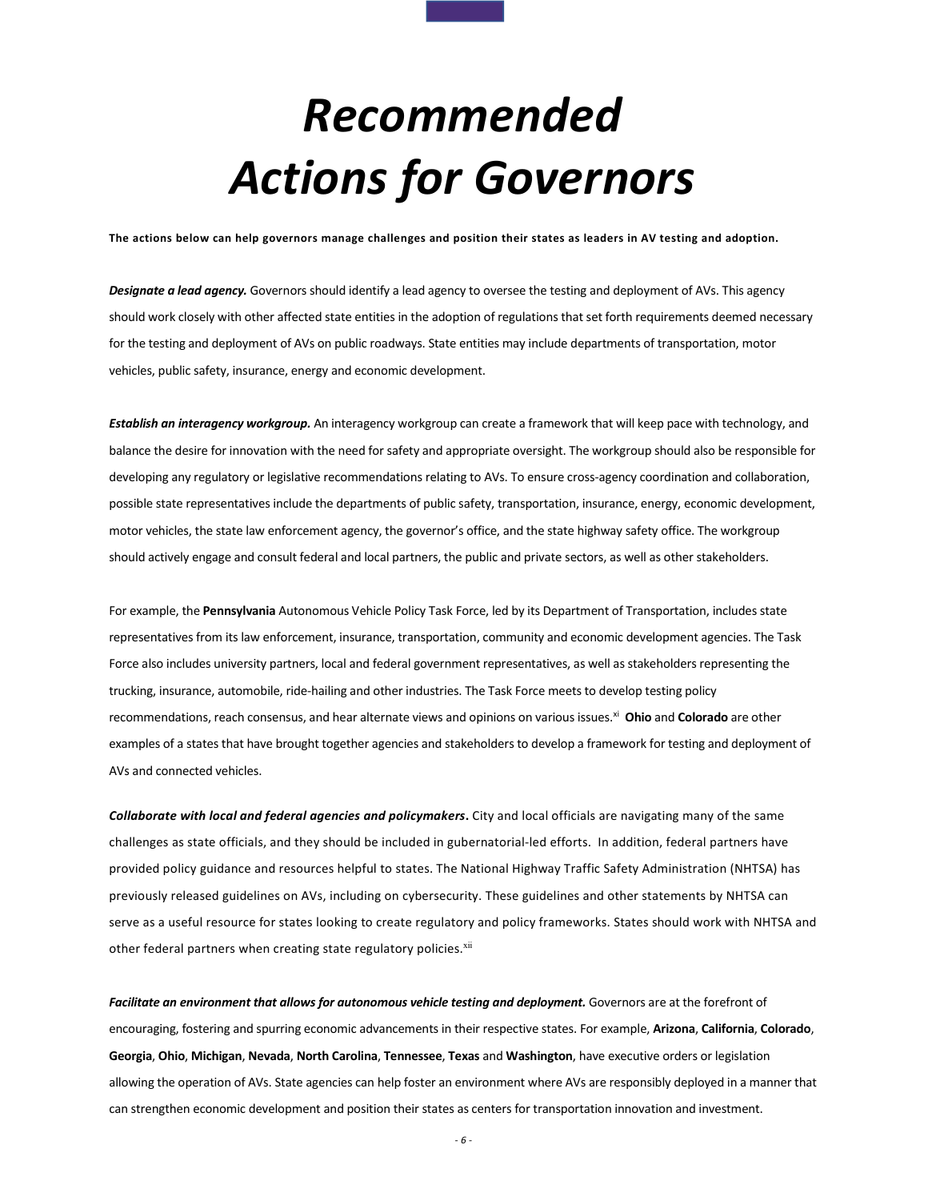# Recommended Actions for Governors

**The actions below can help governors manage challenges and position their states as leaders in AV testing and adoption.**

***Designate a lead agency.*** Governors should identify a lead agency to oversee the testing and deployment of AVs. This agency should work closely with other affected state entities in the adoption of regulations that set forth requirements deemed necessary for the testing and deployment of AVs on public roadways. State entities may include departments of transportation, motor vehicles, public safety, insurance, energy and economic development.

***Establish an interagency workgroup.*** An interagency workgroup can create a framework that will keep pace with technology, and balance the desire for innovation with the need for safety and appropriate oversight. The workgroup should also be responsible for developing any regulatory or legislative recommendations relating to AVs. To ensure cross-agency coordination and collaboration, possible state representatives include the departments of public safety, transportation, insurance, energy, economic development, motor vehicles, the state law enforcement agency, the governor's office, and the state highway safety office. The workgroup should actively engage and consult federal and local partners, the public and private sectors, as well as other stakeholders.

For example, the **Pennsylvania** Autonomous Vehicle Policy Task Force, led by its Department of Transportation, includes state representatives from its law enforcement, insurance, transportation, community and economic development agencies. The Task Force also includes university partners, local and federal government representatives, as well as stakeholders representing the trucking, insurance, automobile, ride-hailing and other industries. The Task Force meets to develop testing policy recommendations, reach consensus, and hear alternate views and opinions on various issues.[xi] **Ohio** and **Colorado** are other examples of a states that have brought together agencies and stakeholders to develop a framework for testing and deployment of AVs and connected vehicles.

***Collaborate with local and federal agencies and policymakers.*** City and local officials are navigating many of the same challenges as state officials, and they should be included in gubernatorial-led efforts. In addition, federal partners have provided policy guidance and resources helpful to states. The National Highway Traffic Safety Administration (NHTSA) has previously released guidelines on AVs, including on cybersecurity. These guidelines and other statements by NHTSA can serve as a useful resource for states looking to create regulatory and policy frameworks. States should work with NHTSA and other federal partners when creating state regulatory policies.[xii]

***Facilitate an environment that allows for autonomous vehicle testing and deployment.*** Governors are at the forefront of encouraging, fostering and spurring economic advancements in their respective states. For example, **Arizona**, **California**, **Colorado**, **Georgia**, **Ohio**, **Michigan**, **Nevada**, **North Carolina**, **Tennessee**, **Texas** and **Washington**, have executive orders or legislation allowing the operation of AVs. State agencies can help foster an environment where AVs are responsibly deployed in a manner that can strengthen economic development and position their states as centers for transportation innovation and investment.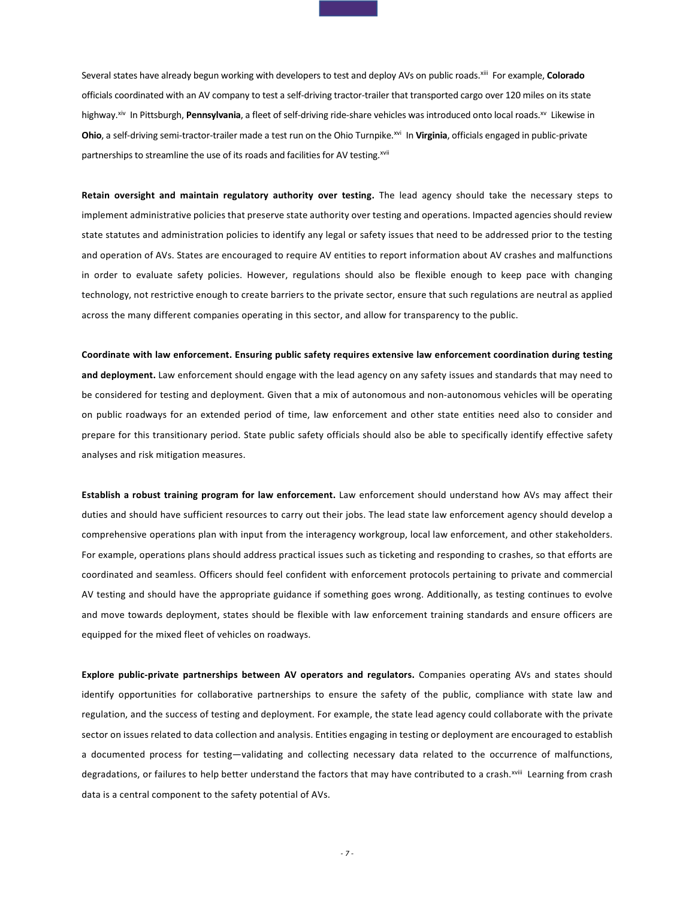Several states have already begun working with developers to test and deploy AVs on public roads.[xiii] For example, **Colorado** officials coordinated with an AV company to test a self-driving tractor-trailer that transported cargo over 120 miles on its state highway.[xiv] In Pittsburgh, **Pennsylvania**, a fleet of self-driving ride-share vehicles was introduced onto local roads.[xv] Likewise in **Ohio**, a self-driving semi-tractor-trailer made a test run on the Ohio Turnpike.[xvi] In **Virginia**, officials engaged in public-private partnerships to streamline the use of its roads and facilities for AV testing.[xvii]

**Retain oversight and maintain regulatory authority over testing.** The lead agency should take the necessary steps to implement administrative policies that preserve state authority over testing and operations. Impacted agencies should review state statutes and administration policies to identify any legal or safety issues that need to be addressed prior to the testing and operation of AVs. States are encouraged to require AV entities to report information about AV crashes and malfunctions in order to evaluate safety policies. However, regulations should also be flexible enough to keep pace with changing technology, not restrictive enough to create barriers to the private sector, ensure that such regulations are neutral as applied across the many different companies operating in this sector, and allow for transparency to the public.

**Coordinate with law enforcement. Ensuring public safety requires extensive law enforcement coordination during testing and deployment.** Law enforcement should engage with the lead agency on any safety issues and standards that may need to be considered for testing and deployment. Given that a mix of autonomous and non-autonomous vehicles will be operating on public roadways for an extended period of time, law enforcement and other state entities need also to consider and prepare for this transitionary period. State public safety officials should also be able to specifically identify effective safety analyses and risk mitigation measures.

**Establish a robust training program for law enforcement.** Law enforcement should understand how AVs may affect their duties and should have sufficient resources to carry out their jobs. The lead state law enforcement agency should develop a comprehensive operations plan with input from the interagency workgroup, local law enforcement, and other stakeholders. For example, operations plans should address practical issues such as ticketing and responding to crashes, so that efforts are coordinated and seamless. Officers should feel confident with enforcement protocols pertaining to private and commercial AV testing and should have the appropriate guidance if something goes wrong. Additionally, as testing continues to evolve and move towards deployment, states should be flexible with law enforcement training standards and ensure officers are equipped for the mixed fleet of vehicles on roadways.

**Explore public-private partnerships between AV operators and regulators.** Companies operating AVs and states should identify opportunities for collaborative partnerships to ensure the safety of the public, compliance with state law and regulation, and the success of testing and deployment. For example, the state lead agency could collaborate with the private sector on issues related to data collection and analysis. Entities engaging in testing or deployment are encouraged to establish a documented process for testing—validating and collecting necessary data related to the occurrence of malfunctions, degradations, or failures to help better understand the factors that may have contributed to a crash.[xviii] Learning from crash data is a central component to the safety potential of AVs.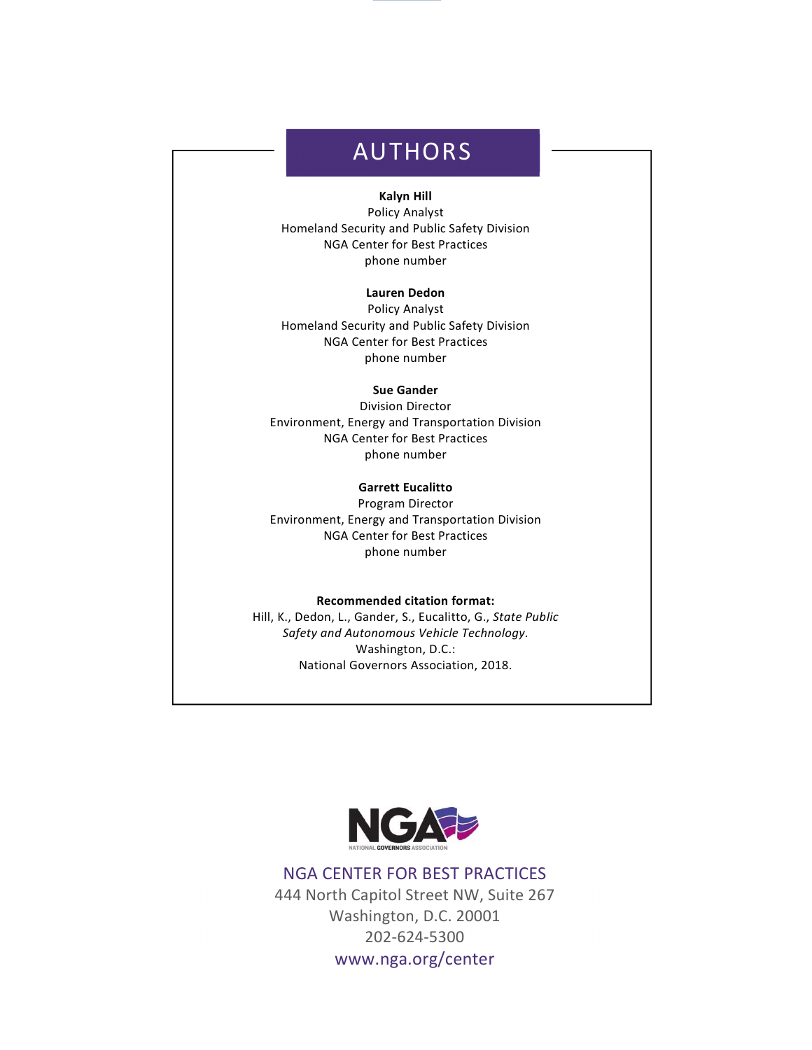# AUTHORS

**Kalyn Hill**
Policy Analyst
Homeland Security and Public Safety Division
NGA Center for Best Practices
phone number

**Lauren Dedon**
Policy Analyst
Homeland Security and Public Safety Division
NGA Center for Best Practices
phone number

**Sue Gander**
Division Director
Environment, Energy and Transportation Division
NGA Center for Best Practices
phone number

**Garrett Eucalitto**
Program Director
Environment, Energy and Transportation Division
NGA Center for Best Practices
phone number

**Recommended citation format:**
Hill, K., Dedon, L., Gander, S., Eucalitto, G., *State Public Safety and Autonomous Vehicle Technology*.
Washington, D.C.:
National Governors Association, 2018.

NGA
NATIONAL GOVERNORS ASSOCIATION

NGA CENTER FOR BEST PRACTICES
444 North Capitol Street NW, Suite 267
Washington, D.C. 20001
202-624-5300
www.nga.org/center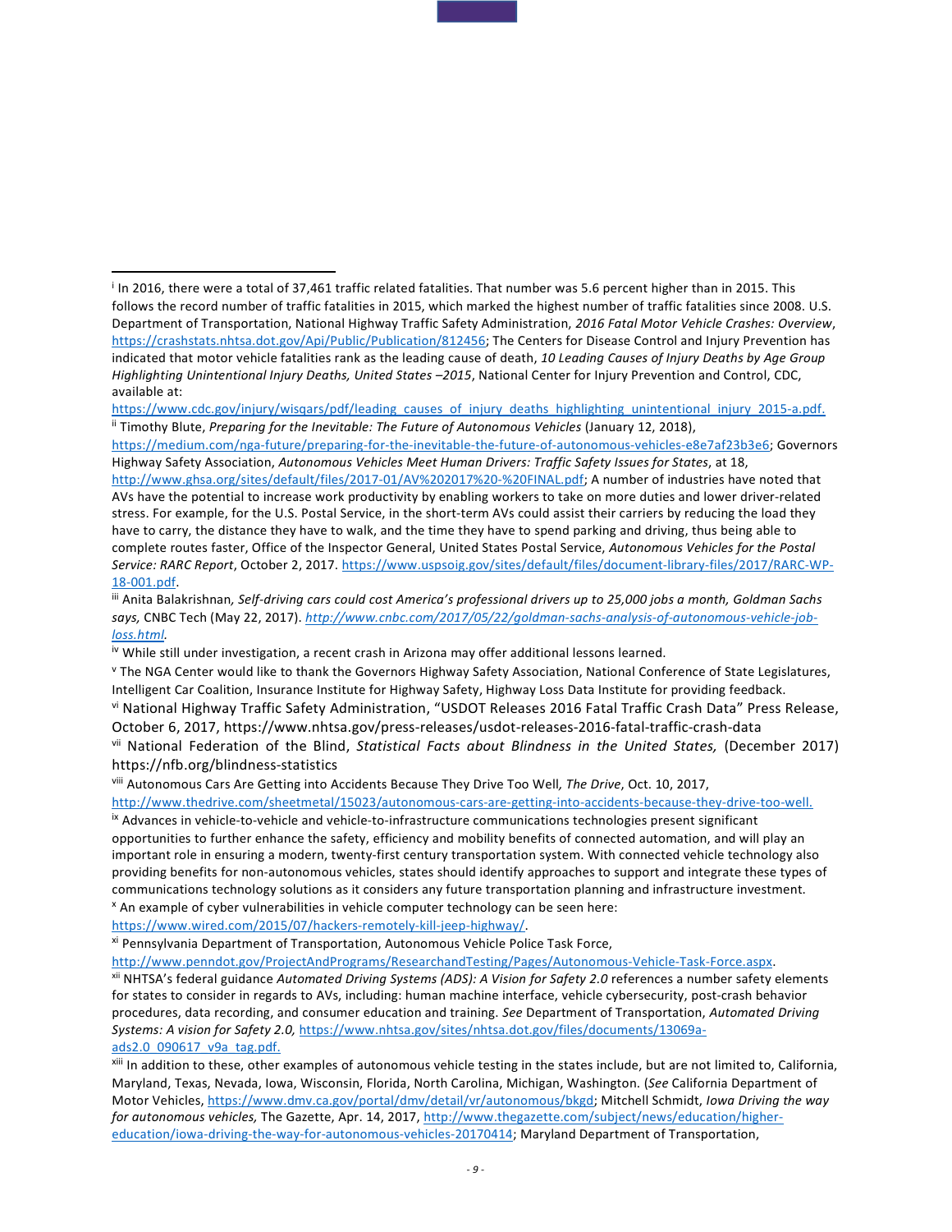---

[i] In 2016, there were a total of 37,461 traffic related fatalities. That number was 5.6 percent higher than in 2015. This follows the record number of traffic fatalities in 2015, which marked the highest number of traffic fatalities since 2008. U.S. Department of Transportation, National Highway Traffic Safety Administration, *2016 Fatal Motor Vehicle Crashes: Overview*, https://crashstats.nhtsa.dot.gov/Api/Public/Publication/812456; The Centers for Disease Control and Injury Prevention has indicated that motor vehicle fatalities rank as the leading cause of death, *10 Leading Causes of Injury Deaths by Age Group Highlighting Unintentional Injury Deaths, United States –2015*, National Center for Injury Prevention and Control, CDC, available at: https://www.cdc.gov/injury/wisqars/pdf/leading_causes_of_injury_deaths_highlighting_unintentional_injury_2015-a.pdf.

[ii] Timothy Blute, *Preparing for the Inevitable: The Future of Autonomous Vehicles* (January 12, 2018), https://medium.com/nga-future/preparing-for-the-inevitable-the-future-of-autonomous-vehicles-e8e7af23b3e6; Governors Highway Safety Association, *Autonomous Vehicles Meet Human Drivers: Traffic Safety Issues for States*, at 18, http://www.ghsa.org/sites/default/files/2017-01/AV%202017%20-%20FINAL.pdf; A number of industries have noted that AVs have the potential to increase work productivity by enabling workers to take on more duties and lower driver-related stress. For example, for the U.S. Postal Service, in the short-term AVs could assist their carriers by reducing the load they have to carry, the distance they have to walk, and the time they have to spend parking and driving, thus being able to complete routes faster, Office of the Inspector General, United States Postal Service, *Autonomous Vehicles for the Postal Service: RARC Report*, October 2, 2017. https://www.uspsoig.gov/sites/default/files/document-library-files/2017/RARC-WP-18-001.pdf.

[iii] Anita Balakrishnan*, Self-driving cars could cost America's professional drivers up to 25,000 jobs a month, Goldman Sachs says,* CNBC Tech (May 22, 2017). *http://www.cnbc.com/2017/05/22/goldman-sachs-analysis-of-autonomous-vehicle-job-loss.html.*

[iv] While still under investigation, a recent crash in Arizona may offer additional lessons learned.

[v] The NGA Center would like to thank the Governors Highway Safety Association, National Conference of State Legislatures, Intelligent Car Coalition, Insurance Institute for Highway Safety, Highway Loss Data Institute for providing feedback.

[vi] National Highway Traffic Safety Administration, "USDOT Releases 2016 Fatal Traffic Crash Data" Press Release, October 6, 2017, https://www.nhtsa.gov/press-releases/usdot-releases-2016-fatal-traffic-crash-data

[vii] National Federation of the Blind, *Statistical Facts about Blindness in the United States,* (December 2017) https://nfb.org/blindness-statistics

[viii] Autonomous Cars Are Getting into Accidents Because They Drive Too Well*, The Drive*, Oct. 10, 2017, http://www.thedrive.com/sheetmetal/15023/autonomous-cars-are-getting-into-accidents-because-they-drive-too-well.

[ix] Advances in vehicle-to-vehicle and vehicle-to-infrastructure communications technologies present significant opportunities to further enhance the safety, efficiency and mobility benefits of connected automation, and will play an important role in ensuring a modern, twenty-first century transportation system. With connected vehicle technology also providing benefits for non-autonomous vehicles, states should identify approaches to support and integrate these types of communications technology solutions as it considers any future transportation planning and infrastructure investment.

[x] An example of cyber vulnerabilities in vehicle computer technology can be seen here: https://www.wired.com/2015/07/hackers-remotely-kill-jeep-highway/.

[xi] Pennsylvania Department of Transportation, Autonomous Vehicle Police Task Force, http://www.penndot.gov/ProjectAndPrograms/ResearchandTesting/Pages/Autonomous-Vehicle-Task-Force.aspx.

[xii] NHTSA's federal guidance *Automated Driving Systems (ADS): A Vision for Safety 2.0* references a number safety elements for states to consider in regards to AVs, including: human machine interface, vehicle cybersecurity, post-crash behavior procedures, data recording, and consumer education and training. *See* Department of Transportation, *Automated Driving Systems: A vision for Safety 2.0,* https://www.nhtsa.gov/sites/nhtsa.dot.gov/files/documents/13069a-ads2.0_090617_v9a_tag.pdf.

[xiii] In addition to these, other examples of autonomous vehicle testing in the states include, but are not limited to, California, Maryland, Texas, Nevada, Iowa, Wisconsin, Florida, North Carolina, Michigan, Washington. (*See* California Department of Motor Vehicles, https://www.dmv.ca.gov/portal/dmv/detail/vr/autonomous/bkgd; Mitchell Schmidt, *Iowa Driving the way for autonomous vehicles,* The Gazette, Apr. 14, 2017, http://www.thegazette.com/subject/news/education/higher-education/iowa-driving-the-way-for-autonomous-vehicles-20170414; Maryland Department of Transportation,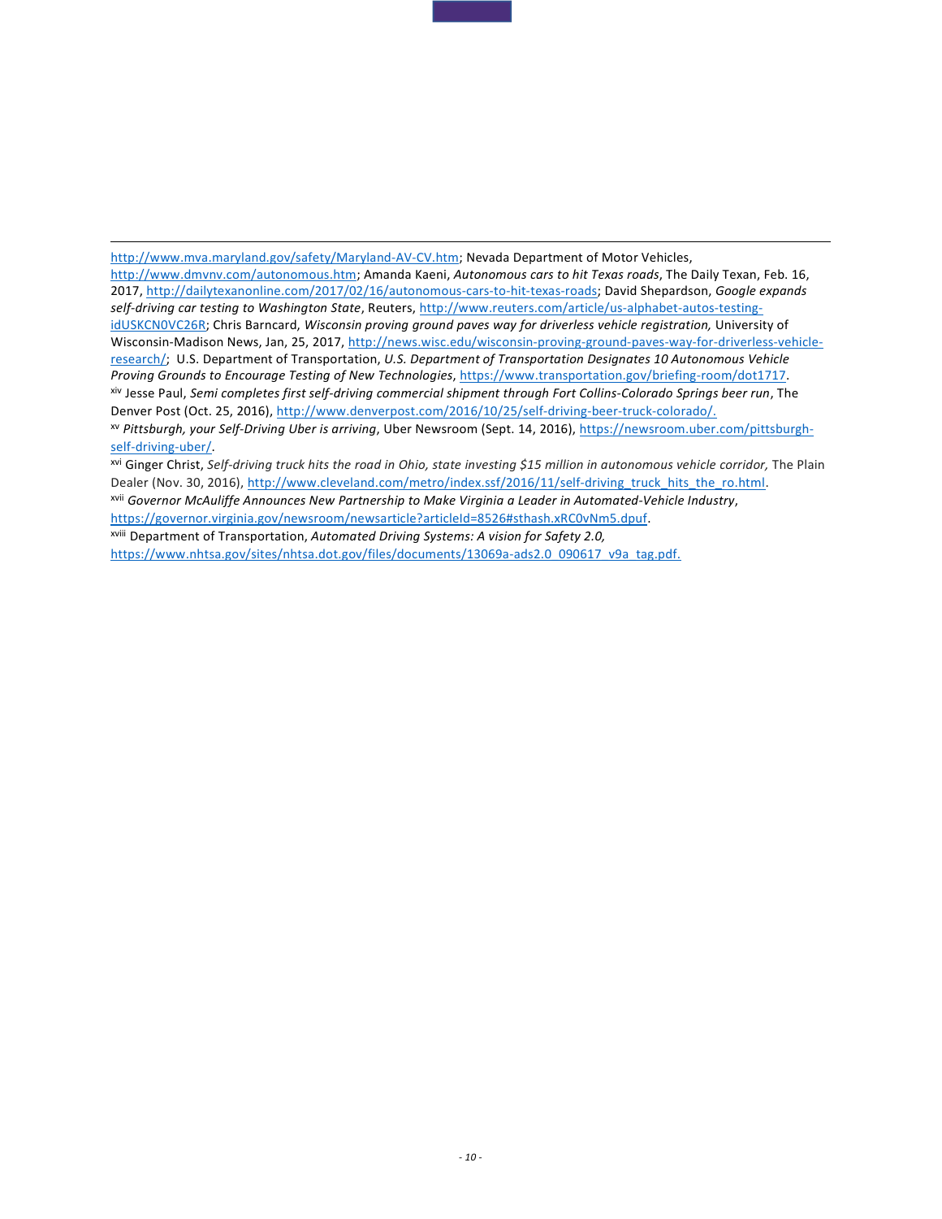http://www.mva.maryland.gov/safety/Maryland-AV-CV.htm; Nevada Department of Motor Vehicles, http://www.dmvnv.com/autonomous.htm; Amanda Kaeni, *Autonomous cars to hit Texas roads*, The Daily Texan, Feb. 16, 2017, http://dailytexanonline.com/2017/02/16/autonomous-cars-to-hit-texas-roads; David Shepardson, *Google expands self-driving car testing to Washington State*, Reuters, http://www.reuters.com/article/us-alphabet-autos-testing-idUSKCN0VC26R; Chris Barncard, *Wisconsin proving ground paves way for driverless vehicle registration,* University of Wisconsin-Madison News, Jan, 25, 2017, http://news.wisc.edu/wisconsin-proving-ground-paves-way-for-driverless-vehicle-research/; U.S. Department of Transportation, *U.S. Department of Transportation Designates 10 Autonomous Vehicle Proving Grounds to Encourage Testing of New Technologies*, https://www.transportation.gov/briefing-room/dot1717.

[xiv] Jesse Paul, *Semi completes first self-driving commercial shipment through Fort Collins-Colorado Springs beer run*, The Denver Post (Oct. 25, 2016), http://www.denverpost.com/2016/10/25/self-driving-beer-truck-colorado/.

[xv] *Pittsburgh, your Self-Driving Uber is arriving*, Uber Newsroom (Sept. 14, 2016), https://newsroom.uber.com/pittsburgh-self-driving-uber/.

[xvi] Ginger Christ, *Self-driving truck hits the road in Ohio, state investing $15 million in autonomous vehicle corridor,* The Plain Dealer (Nov. 30, 2016), http://www.cleveland.com/metro/index.ssf/2016/11/self-driving_truck_hits_the_ro.html.

[xvii] *Governor McAuliffe Announces New Partnership to Make Virginia a Leader in Automated-Vehicle Industry*, https://governor.virginia.gov/newsroom/newsarticle?articleId=8526#sthash.xRC0vNm5.dpuf.

[xviii] Department of Transportation, *Automated Driving Systems: A vision for Safety 2.0,* https://www.nhtsa.gov/sites/nhtsa.dot.gov/files/documents/13069a-ads2.0_090617_v9a_tag.pdf.